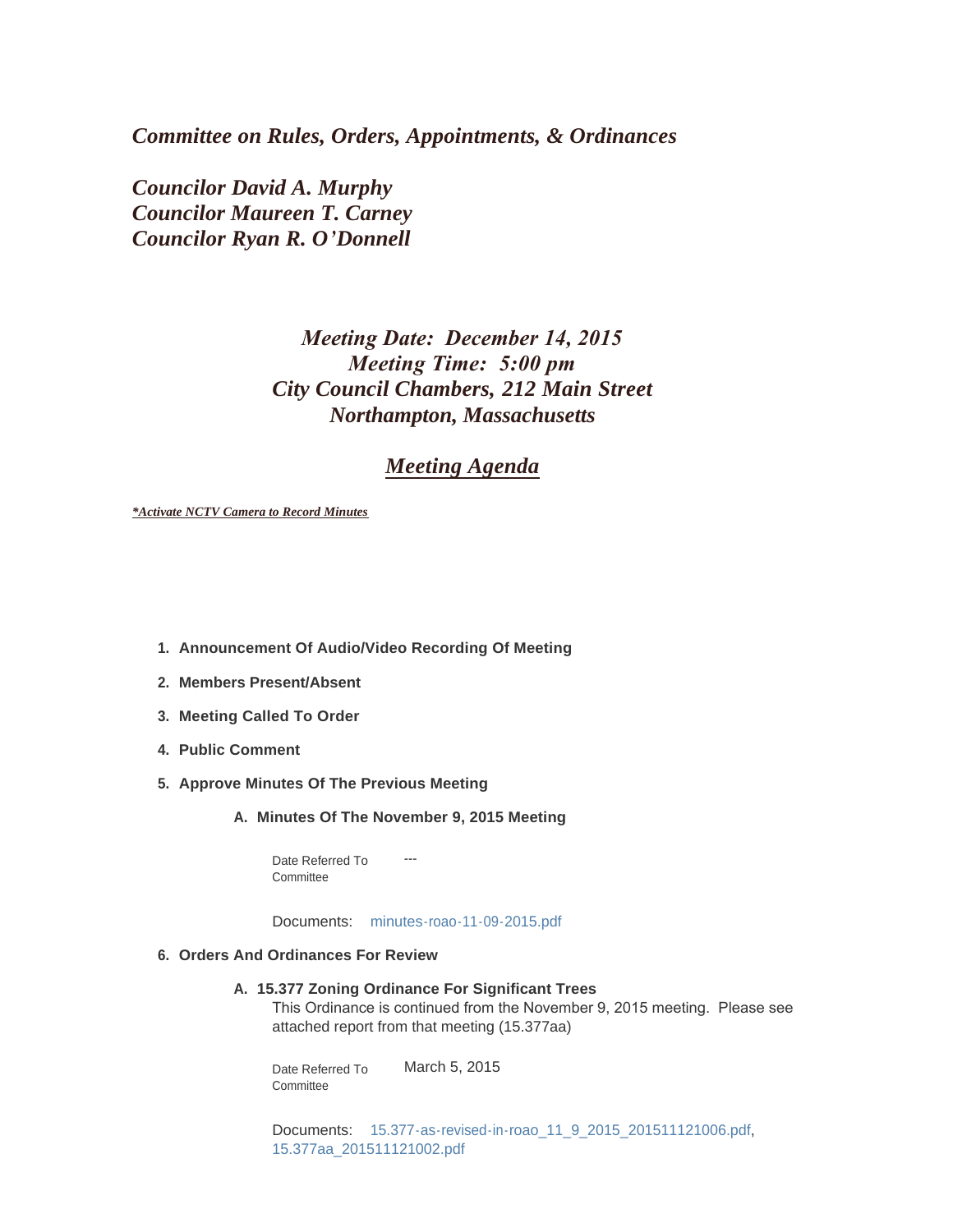# *Committee on Rules, Orders, Appointments, & Ordinances*

***Councilor David A. Murphy***
***Councilor Maureen T. Carney***
***Councilor Ryan R. O'Donnell***

***Meeting Date: December 14, 2015***
***Meeting Time: 5:00 pm***
***City Council Chambers, 212 Main Street***
***Northampton, Massachusetts***

## ***Meeting Agenda***

***\*Activate NCTV Camera to Record Minutes***

1. **Announcement Of Audio/Video Recording Of Meeting**
2. **Members Present/Absent**
3. **Meeting Called To Order**
4. **Public Comment**
5. **Approve Minutes Of The Previous Meeting**

   A. **Minutes Of The November 9, 2015 Meeting**

      Date Referred To Committee: ---

      Documents: minutes-roao-11-09-2015.pdf

6. **Orders And Ordinances For Review**

   A. **15.377 Zoning Ordinance For Significant Trees**

      This Ordinance is continued from the November 9, 2015 meeting. Please see attached report from that meeting (15.377aa)

      Date Referred To Committee: March 5, 2015

      Documents: 15.377-as-revised-in-roao_11_9_2015_201511121006.pdf, 15.377aa_201511121002.pdf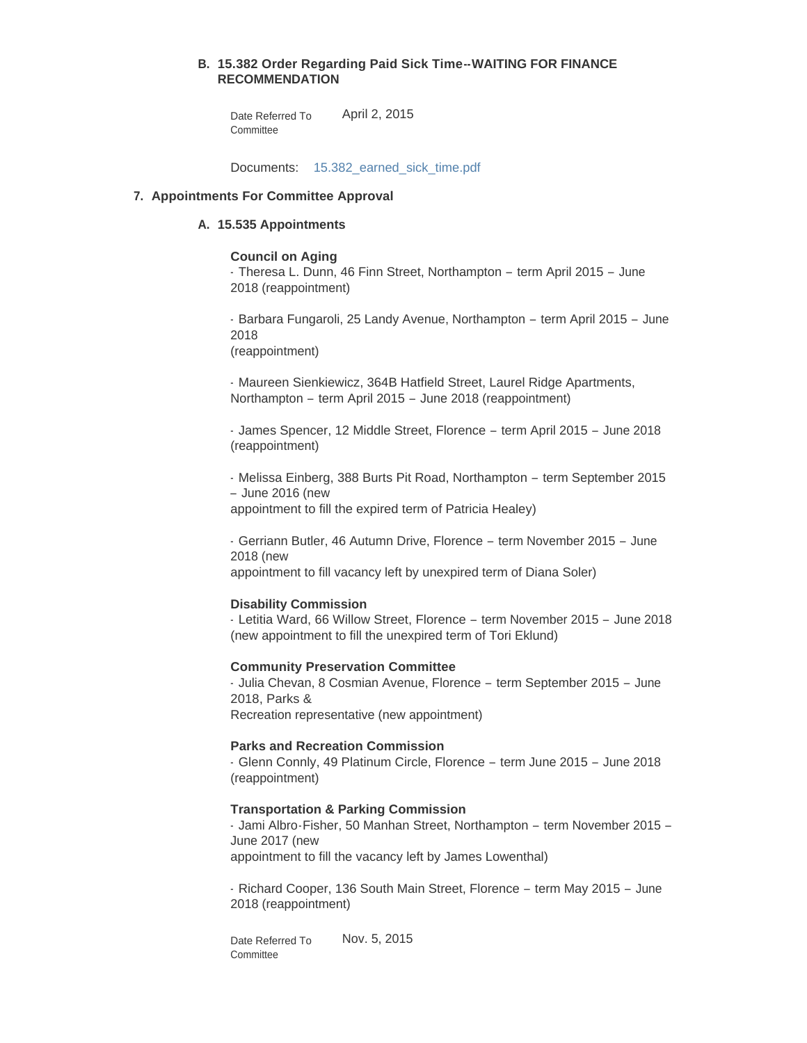**B. 15.382 Order Regarding Paid Sick Time--WAITING FOR FINANCE RECOMMENDATION**

Date Referred To Committee: April 2, 2015

Documents: 15.382_earned_sick_time.pdf

**7. Appointments For Committee Approval**

**A. 15.535 Appointments**

**Council on Aging**

- Theresa L. Dunn, 46 Finn Street, Northampton – term April 2015 – June 2018 (reappointment)

- Barbara Fungaroli, 25 Landy Avenue, Northampton – term April 2015 – June 2018 (reappointment)

- Maureen Sienkiewicz, 364B Hatfield Street, Laurel Ridge Apartments, Northampton – term April 2015 – June 2018 (reappointment)

- James Spencer, 12 Middle Street, Florence – term April 2015 – June 2018 (reappointment)

- Melissa Einberg, 388 Burts Pit Road, Northampton – term September 2015 – June 2016 (new appointment to fill the expired term of Patricia Healey)

- Gerriann Butler, 46 Autumn Drive, Florence – term November 2015 – June 2018 (new appointment to fill vacancy left by unexpired term of Diana Soler)

**Disability Commission**

- Letitia Ward, 66 Willow Street, Florence – term November 2015 – June 2018 (new appointment to fill the unexpired term of Tori Eklund)

**Community Preservation Committee**

- Julia Chevan, 8 Cosmian Avenue, Florence – term September 2015 – June 2018, Parks & Recreation representative (new appointment)

**Parks and Recreation Commission**

- Glenn Connly, 49 Platinum Circle, Florence – term June 2015 – June 2018 (reappointment)

**Transportation & Parking Commission**

- Jami Albro-Fisher, 50 Manhan Street, Northampton – term November 2015 – June 2017 (new appointment to fill the vacancy left by James Lowenthal)

- Richard Cooper, 136 South Main Street, Florence – term May 2015 – June 2018 (reappointment)

Date Referred To Committee: Nov. 5, 2015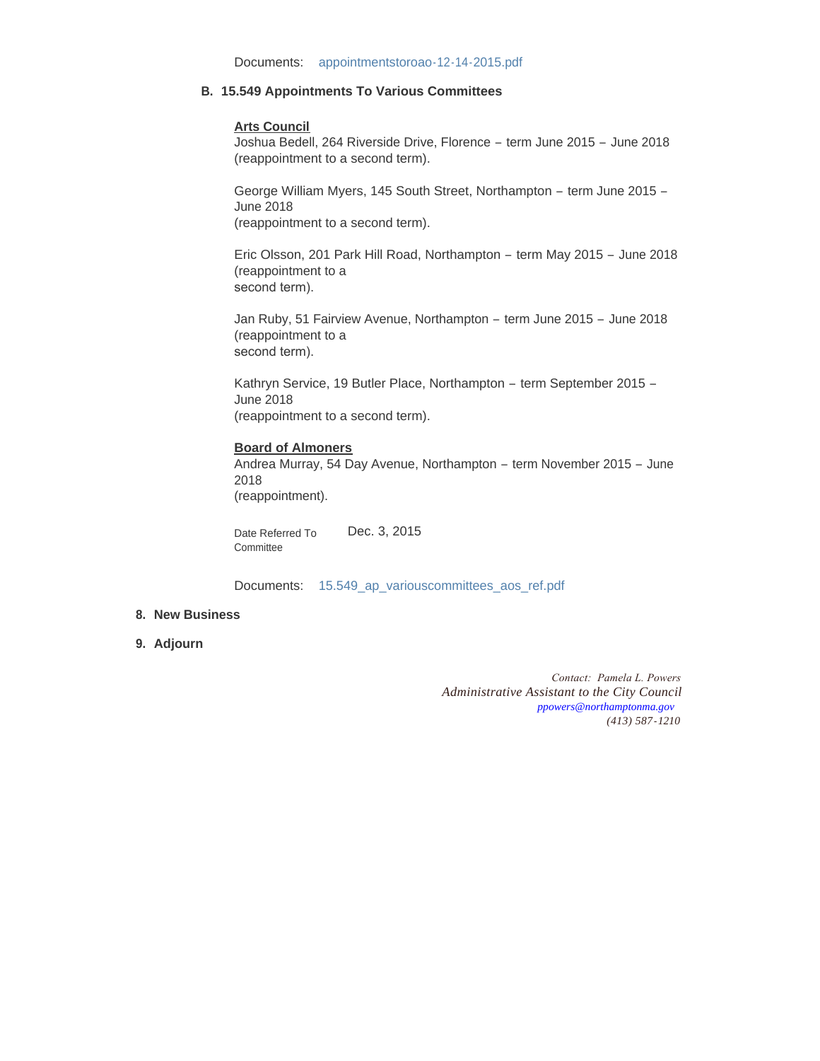Documents: appointmentstoroao-12-14-2015.pdf

**B. 15.549 Appointments To Various Committees**

**Arts Council**

Joshua Bedell, 264 Riverside Drive, Florence – term June 2015 – June 2018 (reappointment to a second term).

George William Myers, 145 South Street, Northampton – term June 2015 – June 2018
(reappointment to a second term).

Eric Olsson, 201 Park Hill Road, Northampton – term May 2015 – June 2018 (reappointment to a
second term).

Jan Ruby, 51 Fairview Avenue, Northampton – term June 2015 – June 2018 (reappointment to a
second term).

Kathryn Service, 19 Butler Place, Northampton – term September 2015 – June 2018
(reappointment to a second term).

**Board of Almoners**

Andrea Murray, 54 Day Avenue, Northampton – term November 2015 – June 2018
(reappointment).

Date Referred To Committee: Dec. 3, 2015

Documents: 15.549_ap_variouscommittees_aos_ref.pdf

**8. New Business**

**9. Adjourn**

*Contact: Pamela L. Powers*
*Administrative Assistant to the City Council*
*ppowers@northamptonma.gov*
*(413) 587-1210*